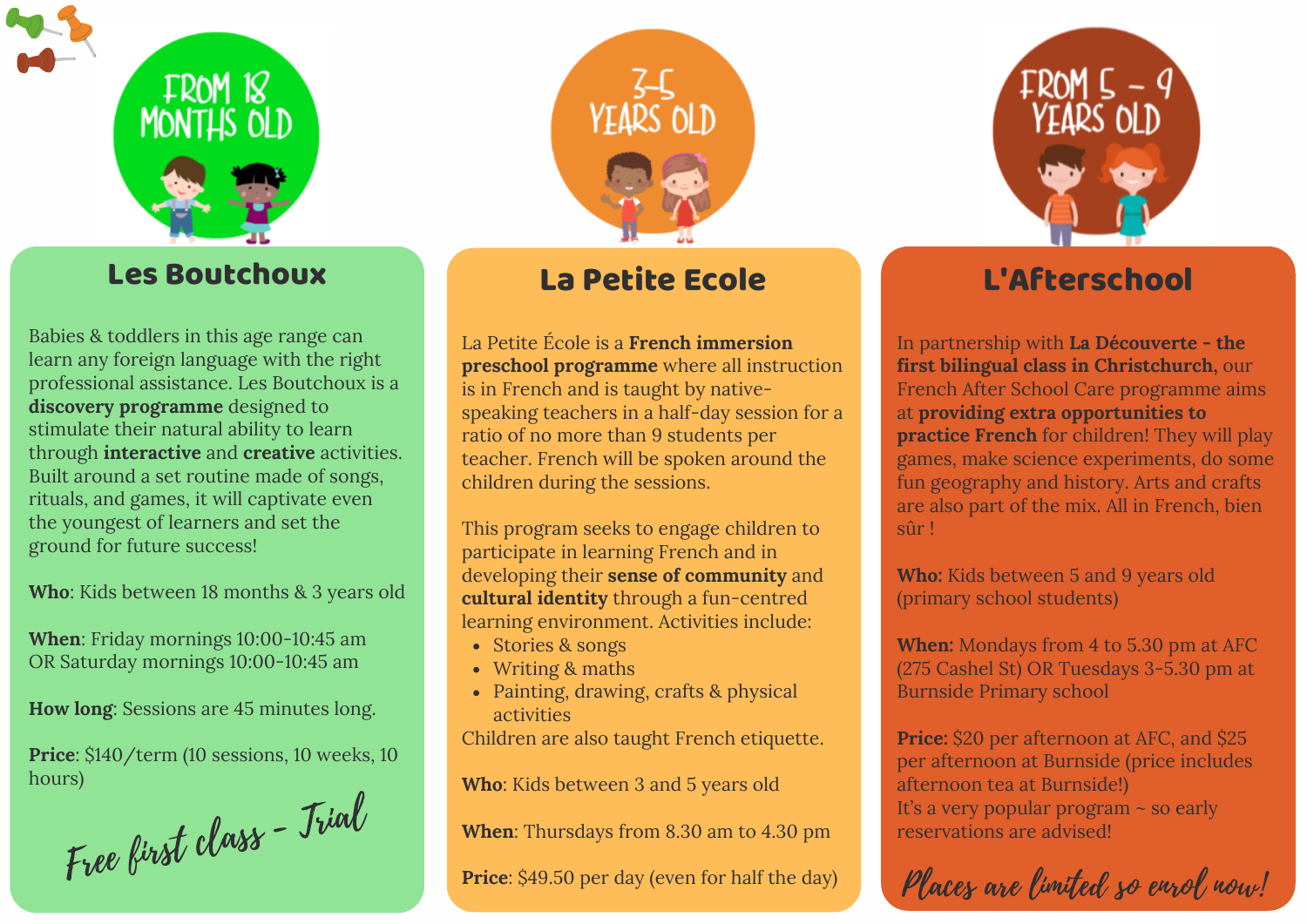FROM 18 MONTHS OLD

## Les Boutchoux

Babies & toddlers in this age range can learn any foreign language with the right professional assistance. Les Boutchoux is a **discovery programme** designed to stimulate their natural ability to learn through **interactive** and **creative** activities. Built around a set routine made of songs, rituals, and games, it will captivate even the youngest of learners and set the ground for future success!

**Who**: Kids between 18 months & 3 years old

**When**: Friday mornings 10:00-10:45 am OR Saturday mornings 10:00-10:45 am

**How long**: Sessions are 45 minutes long.

**Price**: $140/term (10 sessions, 10 weeks, 10 hours)

*Free first class - Trial*

3-5 YEARS OLD

## La Petite Ecole

La Petite École is a **French immersion preschool programme** where all instruction is in French and is taught by native-speaking teachers in a half-day session for a ratio of no more than 9 students per teacher. French will be spoken around the children during the sessions.

This program seeks to engage children to participate in learning French and in developing their **sense of community** and **cultural identity** through a fun-centred learning environment. Activities include:

- Stories & songs
- Writing & maths
- Painting, drawing, crafts & physical activities

Children are also taught French etiquette.

**Who**: Kids between 3 and 5 years old

**When**: Thursdays from 8.30 am to 4.30 pm

**Price**: $49.50 per day (even for half the day)

FROM 5 - 9 YEARS OLD

## L'Afterschool

In partnership with **La Découverte - the first bilingual class in Christchurch**, our French After School Care programme aims at **providing extra opportunities to practice French** for children! They will play games, make science experiments, do some fun geography and history. Arts and crafts are also part of the mix. All in French, bien sûr !

**Who:** Kids between 5 and 9 years old (primary school students)

**When:** Mondays from 4 to 5.30 pm at AFC (275 Cashel St) OR Tuesdays 3-5.30 pm at Burnside Primary school

**Price:** $20 per afternoon at AFC, and $25 per afternoon at Burnside (price includes afternoon tea at Burnside!)
It's a very popular program ~ so early reservations are advised!

*Places are limited so enrol now!*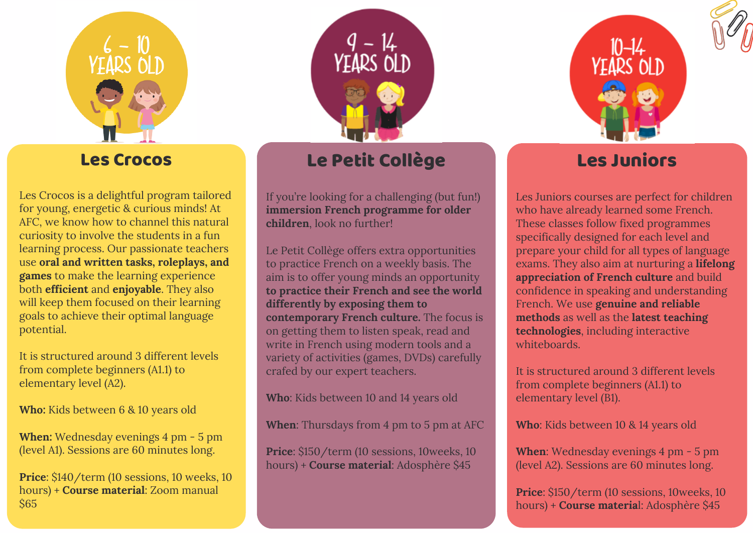6 – 10 YEARS OLD

## Les Crocos

Les Crocos is a delightful program tailored for young, energetic & curious minds! At AFC, we know how to channel this natural curiosity to involve the students in a fun learning process. Our passionate teachers use **oral and written tasks, roleplays, and games** to make the learning experience both **efficient** and **enjoyable**. They also will keep them focused on their learning goals to achieve their optimal language potential.

It is structured around 3 different levels from complete beginners (A1.1) to elementary level (A2).

**Who:** Kids between 6 & 10 years old

**When:** Wednesday evenings 4 pm - 5 pm (level A1). Sessions are 60 minutes long.

**Price**: $140/term (10 sessions, 10 weeks, 10 hours) + **Course material**: Zoom manual $65

9 – 14 YEARS OLD

## Le Petit Collège

If you're looking for a challenging (but fun!) **immersion French programme for older children**, look no further!

Le Petit Collège offers extra opportunities to practice French on a weekly basis. The aim is to offer young minds an opportunity **to practice their French and see the world differently by exposing them to contemporary French culture.** The focus is on getting them to listen speak, read and write in French using modern tools and a variety of activities (games, DVDs) carefully crafed by our expert teachers.

**Who**: Kids between 10 and 14 years old

**When**: Thursdays from 4 pm to 5 pm at AFC

**Price**: $150/term (10 sessions, 10weeks, 10 hours) + **Course material**: Adosphère $45

10-14 YEARS OLD

## Les Juniors

Les Juniors courses are perfect for children who have already learned some French. These classes follow fixed programmes specifically designed for each level and prepare your child for all types of language exams. They also aim at nurturing a **lifelong appreciation of French culture** and build confidence in speaking and understanding French. We use **genuine and reliable methods** as well as the **latest teaching technologies**, including interactive whiteboards.

It is structured around 3 different levels from complete beginners (A1.1) to elementary level (B1).

**Who**: Kids between 10 & 14 years old

**When**: Wednesday evenings 4 pm - 5 pm (level A2). Sessions are 60 minutes long.

**Price**: $150/term (10 sessions, 10weeks, 10 hours) + **Course material**: Adosphère $45